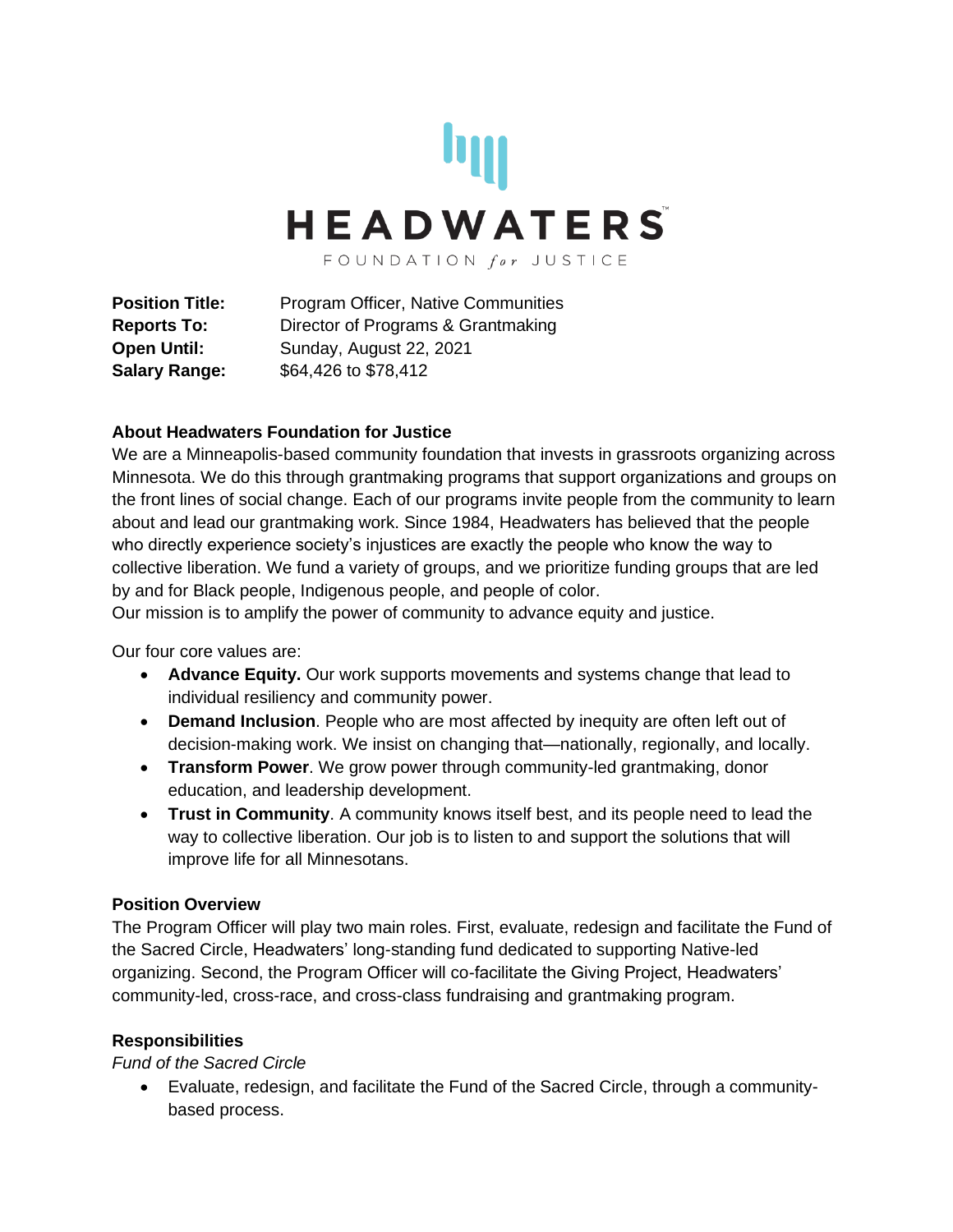# HEADWATERS

FOUNDATION *for* JUSTICE

| | |
|---|---|
| **Position Title:** | Program Officer, Native Communities |
| **Reports To:** | Director of Programs & Grantmaking |
| **Open Until:** | Sunday, August 22, 2021 |
| **Salary Range:** | $64,426 to $78,412 |

**About Headwaters Foundation for Justice**

We are a Minneapolis-based community foundation that invests in grassroots organizing across Minnesota. We do this through grantmaking programs that support organizations and groups on the front lines of social change. Each of our programs invite people from the community to learn about and lead our grantmaking work. Since 1984, Headwaters has believed that the people who directly experience society's injustices are exactly the people who know the way to collective liberation. We fund a variety of groups, and we prioritize funding groups that are led by and for Black people, Indigenous people, and people of color.

Our mission is to amplify the power of community to advance equity and justice.

Our four core values are:

- **Advance Equity.** Our work supports movements and systems change that lead to individual resiliency and community power.
- **Demand Inclusion**. People who are most affected by inequity are often left out of decision-making work. We insist on changing that—nationally, regionally, and locally.
- **Transform Power**. We grow power through community-led grantmaking, donor education, and leadership development.
- **Trust in Community**. A community knows itself best, and its people need to lead the way to collective liberation. Our job is to listen to and support the solutions that will improve life for all Minnesotans.

**Position Overview**

The Program Officer will play two main roles. First, evaluate, redesign and facilitate the Fund of the Sacred Circle, Headwaters' long-standing fund dedicated to supporting Native-led organizing. Second, the Program Officer will co-facilitate the Giving Project, Headwaters' community-led, cross-race, and cross-class fundraising and grantmaking program.

**Responsibilities**

*Fund of the Sacred Circle*

- Evaluate, redesign, and facilitate the Fund of the Sacred Circle, through a community-based process.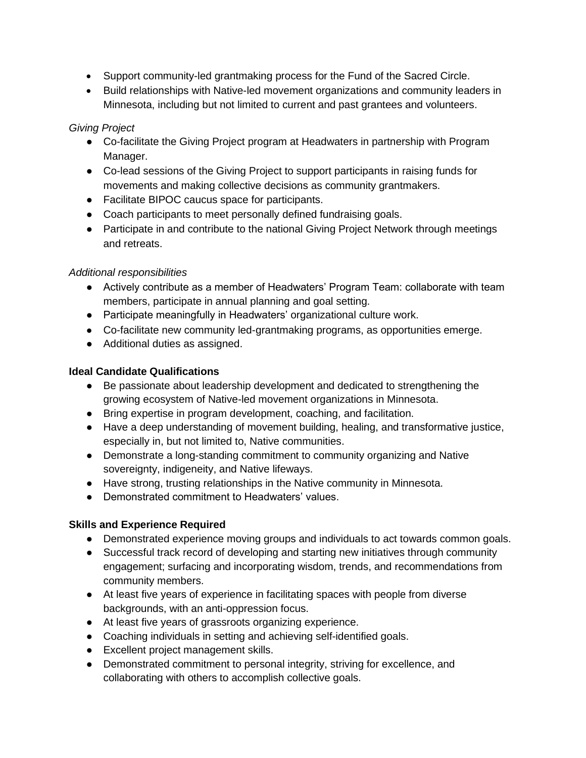- Support community-led grantmaking process for the Fund of the Sacred Circle.
- Build relationships with Native-led movement organizations and community leaders in Minnesota, including but not limited to current and past grantees and volunteers.

*Giving Project*

- Co-facilitate the Giving Project program at Headwaters in partnership with Program Manager.
- Co-lead sessions of the Giving Project to support participants in raising funds for movements and making collective decisions as community grantmakers.
- Facilitate BIPOC caucus space for participants.
- Coach participants to meet personally defined fundraising goals.
- Participate in and contribute to the national Giving Project Network through meetings and retreats.

*Additional responsibilities*

- Actively contribute as a member of Headwaters' Program Team: collaborate with team members, participate in annual planning and goal setting.
- Participate meaningfully in Headwaters' organizational culture work.
- Co-facilitate new community led-grantmaking programs, as opportunities emerge.
- Additional duties as assigned.

**Ideal Candidate Qualifications**

- Be passionate about leadership development and dedicated to strengthening the growing ecosystem of Native-led movement organizations in Minnesota.
- Bring expertise in program development, coaching, and facilitation.
- Have a deep understanding of movement building, healing, and transformative justice, especially in, but not limited to, Native communities.
- Demonstrate a long-standing commitment to community organizing and Native sovereignty, indigeneity, and Native lifeways.
- Have strong, trusting relationships in the Native community in Minnesota.
- Demonstrated commitment to Headwaters' values.

**Skills and Experience Required**

- Demonstrated experience moving groups and individuals to act towards common goals.
- Successful track record of developing and starting new initiatives through community engagement; surfacing and incorporating wisdom, trends, and recommendations from community members.
- At least five years of experience in facilitating spaces with people from diverse backgrounds, with an anti-oppression focus.
- At least five years of grassroots organizing experience.
- Coaching individuals in setting and achieving self-identified goals.
- Excellent project management skills.
- Demonstrated commitment to personal integrity, striving for excellence, and collaborating with others to accomplish collective goals.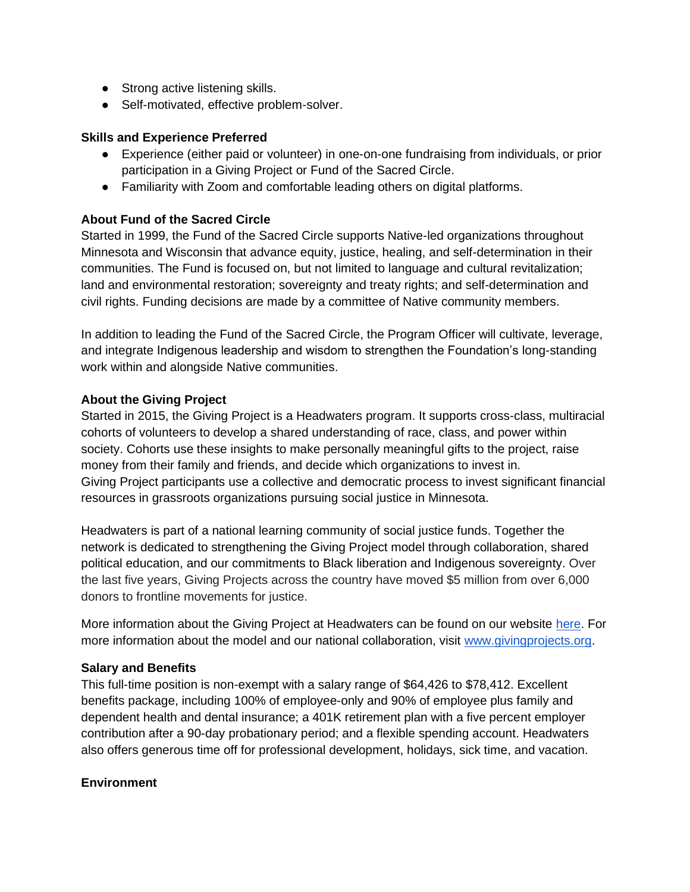- Strong active listening skills.
- Self-motivated, effective problem-solver.

**Skills and Experience Preferred**

- Experience (either paid or volunteer) in one-on-one fundraising from individuals, or prior participation in a Giving Project or Fund of the Sacred Circle.
- Familiarity with Zoom and comfortable leading others on digital platforms.

**About Fund of the Sacred Circle**

Started in 1999, the Fund of the Sacred Circle supports Native-led organizations throughout Minnesota and Wisconsin that advance equity, justice, healing, and self-determination in their communities. The Fund is focused on, but not limited to language and cultural revitalization; land and environmental restoration; sovereignty and treaty rights; and self-determination and civil rights. Funding decisions are made by a committee of Native community members.

In addition to leading the Fund of the Sacred Circle, the Program Officer will cultivate, leverage, and integrate Indigenous leadership and wisdom to strengthen the Foundation's long-standing work within and alongside Native communities.

**About the Giving Project**

Started in 2015, the Giving Project is a Headwaters program. It supports cross-class, multiracial cohorts of volunteers to develop a shared understanding of race, class, and power within society. Cohorts use these insights to make personally meaningful gifts to the project, raise money from their family and friends, and decide which organizations to invest in.
Giving Project participants use a collective and democratic process to invest significant financial resources in grassroots organizations pursuing social justice in Minnesota.

Headwaters is part of a national learning community of social justice funds. Together the network is dedicated to strengthening the Giving Project model through collaboration, shared political education, and our commitments to Black liberation and Indigenous sovereignty. Over the last five years, Giving Projects across the country have moved $5 million from over 6,000 donors to frontline movements for justice.

More information about the Giving Project at Headwaters can be found on our website here. For more information about the model and our national collaboration, visit www.givingprojects.org.

**Salary and Benefits**

This full-time position is non-exempt with a salary range of $64,426 to $78,412. Excellent benefits package, including 100% of employee-only and 90% of employee plus family and dependent health and dental insurance; a 401K retirement plan with a five percent employer contribution after a 90-day probationary period; and a flexible spending account. Headwaters also offers generous time off for professional development, holidays, sick time, and vacation.

**Environment**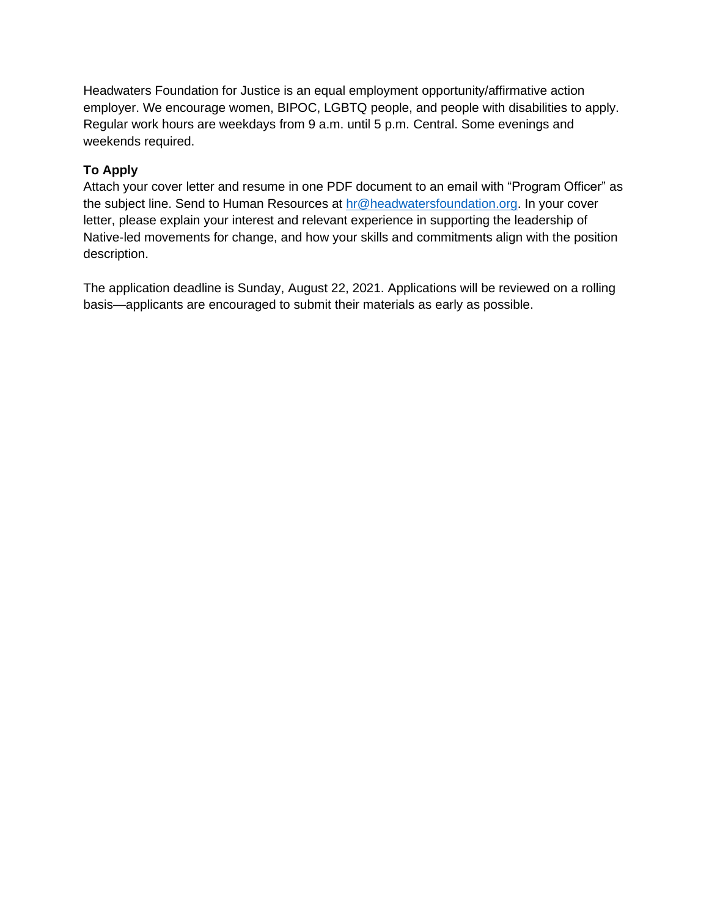Headwaters Foundation for Justice is an equal employment opportunity/affirmative action employer. We encourage women, BIPOC, LGBTQ people, and people with disabilities to apply. Regular work hours are weekdays from 9 a.m. until 5 p.m. Central. Some evenings and weekends required.

**To Apply**

Attach your cover letter and resume in one PDF document to an email with "Program Officer" as the subject line. Send to Human Resources at [hr@headwatersfoundation.org](mailto:hr@headwatersfoundation.org). In your cover letter, please explain your interest and relevant experience in supporting the leadership of Native-led movements for change, and how your skills and commitments align with the position description.

The application deadline is Sunday, August 22, 2021. Applications will be reviewed on a rolling basis—applicants are encouraged to submit their materials as early as possible.